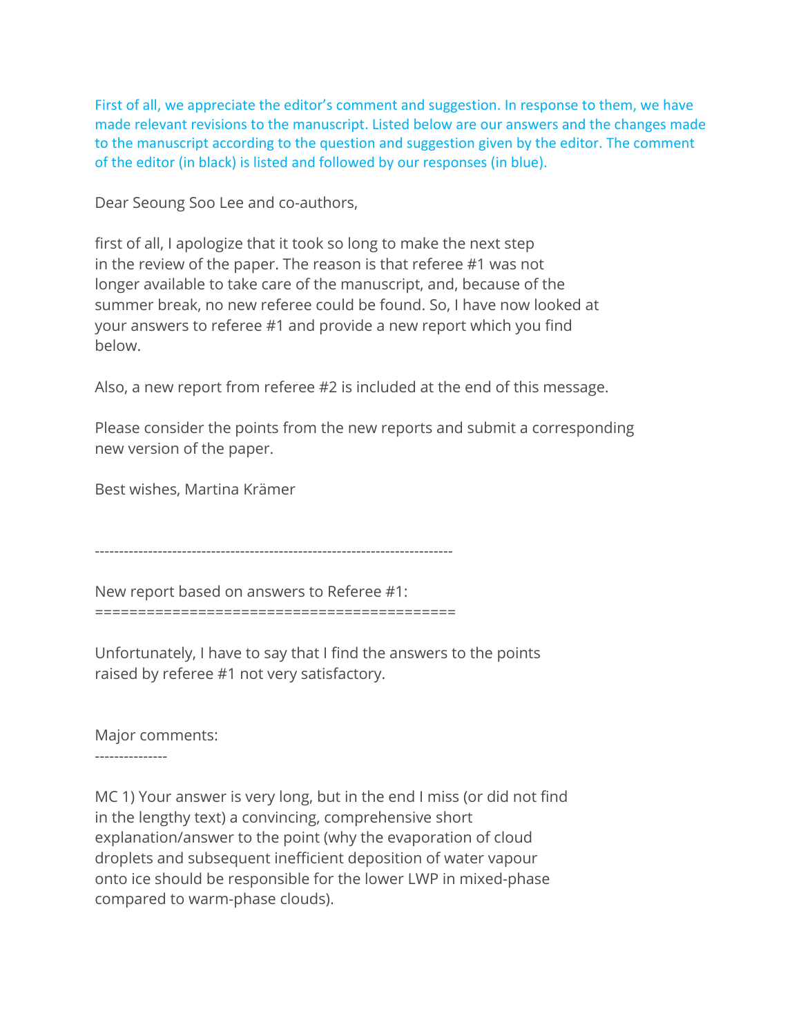First of all, we appreciate the editor's comment and suggestion. In response to them, we have made relevant revisions to the manuscript. Listed below are our answers and the changes made to the manuscript according to the question and suggestion given by the editor. The comment of the editor (in black) is listed and followed by our responses (in blue).

Dear Seoung Soo Lee and co-authors,

first of all, I apologize that it took so long to make the next step in the review of the paper. The reason is that referee #1 was not longer available to take care of the manuscript, and, because of the summer break, no new referee could be found. So, I have now looked at your answers to referee #1 and provide a new report which you find below.

Also, a new report from referee #2 is included at the end of this message.

Please consider the points from the new reports and submit a corresponding new version of the paper.

Best wishes, Martina Krämer

---

New report based on answers to Referee #1:
==========================================

Unfortunately, I have to say that I find the answers to the points raised by referee #1 not very satisfactory.

Major comments:
---------------

MC 1) Your answer is very long, but in the end I miss (or did not find in the lengthy text) a convincing, comprehensive short explanation/answer to the point (why the evaporation of cloud droplets and subsequent inefficient deposition of water vapour onto ice should be responsible for the lower LWP in mixed-phase compared to warm-phase clouds).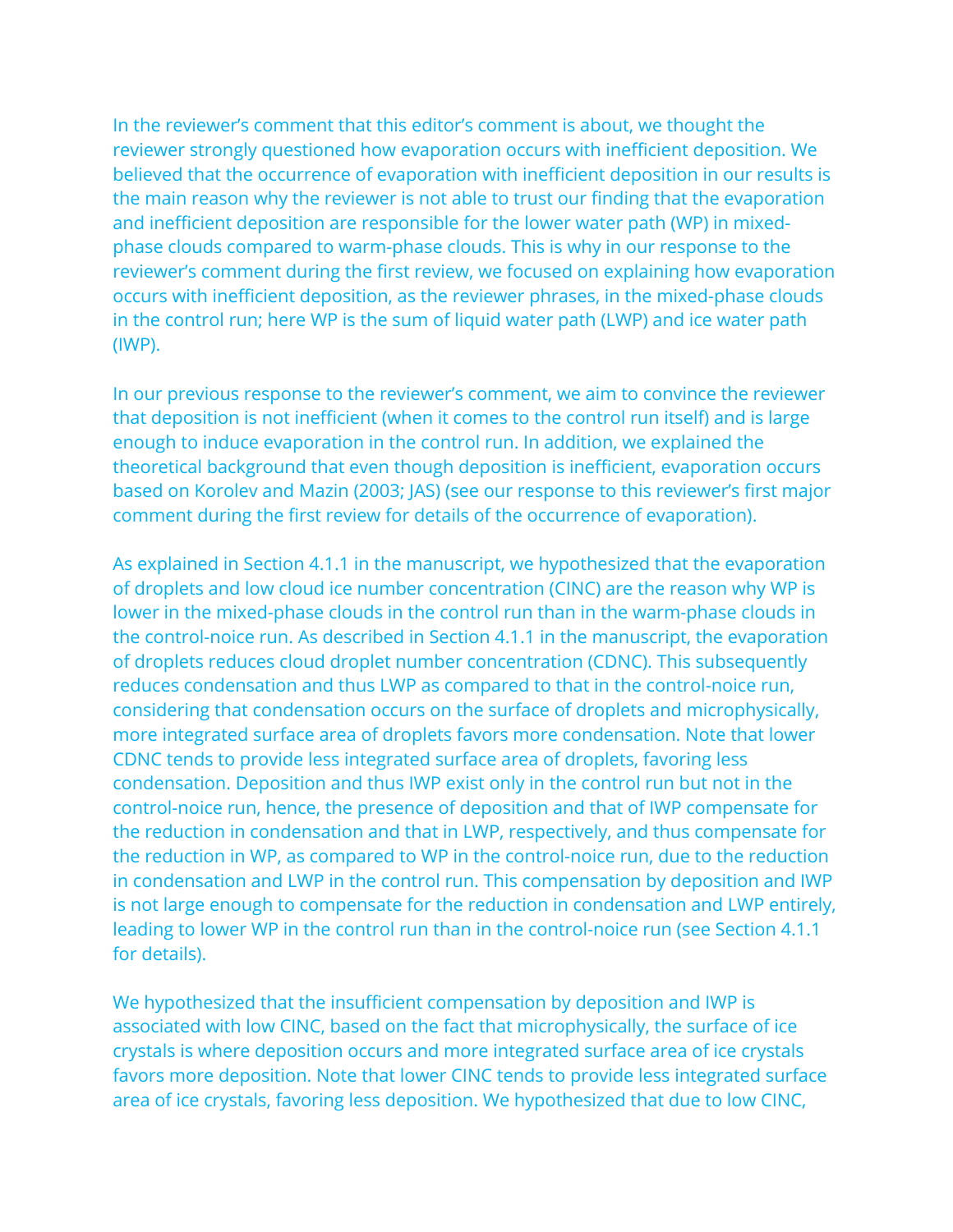In the reviewer's comment that this editor's comment is about, we thought the reviewer strongly questioned how evaporation occurs with inefficient deposition. We believed that the occurrence of evaporation with inefficient deposition in our results is the main reason why the reviewer is not able to trust our finding that the evaporation and inefficient deposition are responsible for the lower water path (WP) in mixed-phase clouds compared to warm-phase clouds. This is why in our response to the reviewer's comment during the first review, we focused on explaining how evaporation occurs with inefficient deposition, as the reviewer phrases, in the mixed-phase clouds in the control run; here WP is the sum of liquid water path (LWP) and ice water path (IWP).

In our previous response to the reviewer's comment, we aim to convince the reviewer that deposition is not inefficient (when it comes to the control run itself) and is large enough to induce evaporation in the control run. In addition, we explained the theoretical background that even though deposition is inefficient, evaporation occurs based on Korolev and Mazin (2003; JAS) (see our response to this reviewer's first major comment during the first review for details of the occurrence of evaporation).

As explained in Section 4.1.1 in the manuscript, we hypothesized that the evaporation of droplets and low cloud ice number concentration (CINC) are the reason why WP is lower in the mixed-phase clouds in the control run than in the warm-phase clouds in the control-noice run. As described in Section 4.1.1 in the manuscript, the evaporation of droplets reduces cloud droplet number concentration (CDNC). This subsequently reduces condensation and thus LWP as compared to that in the control-noice run, considering that condensation occurs on the surface of droplets and microphysically, more integrated surface area of droplets favors more condensation. Note that lower CDNC tends to provide less integrated surface area of droplets, favoring less condensation. Deposition and thus IWP exist only in the control run but not in the control-noice run, hence, the presence of deposition and that of IWP compensate for the reduction in condensation and that in LWP, respectively, and thus compensate for the reduction in WP, as compared to WP in the control-noice run, due to the reduction in condensation and LWP in the control run. This compensation by deposition and IWP is not large enough to compensate for the reduction in condensation and LWP entirely, leading to lower WP in the control run than in the control-noice run (see Section 4.1.1 for details).

We hypothesized that the insufficient compensation by deposition and IWP is associated with low CINC, based on the fact that microphysically, the surface of ice crystals is where deposition occurs and more integrated surface area of ice crystals favors more deposition. Note that lower CINC tends to provide less integrated surface area of ice crystals, favoring less deposition. We hypothesized that due to low CINC,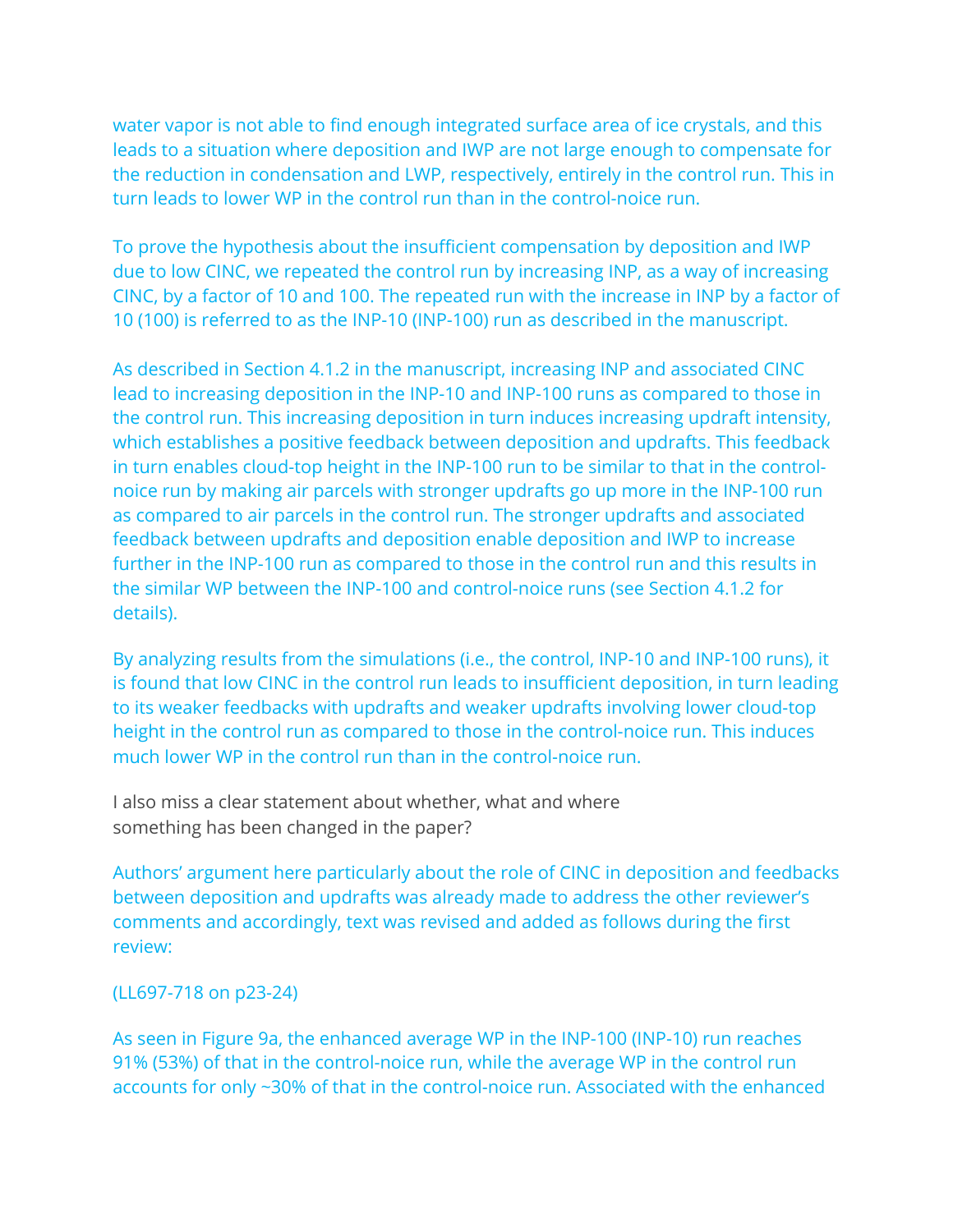water vapor is not able to find enough integrated surface area of ice crystals, and this leads to a situation where deposition and IWP are not large enough to compensate for the reduction in condensation and LWP, respectively, entirely in the control run. This in turn leads to lower WP in the control run than in the control-noice run.

To prove the hypothesis about the insufficient compensation by deposition and IWP due to low CINC, we repeated the control run by increasing INP, as a way of increasing CINC, by a factor of 10 and 100. The repeated run with the increase in INP by a factor of 10 (100) is referred to as the INP-10 (INP-100) run as described in the manuscript.

As described in Section 4.1.2 in the manuscript, increasing INP and associated CINC lead to increasing deposition in the INP-10 and INP-100 runs as compared to those in the control run. This increasing deposition in turn induces increasing updraft intensity, which establishes a positive feedback between deposition and updrafts. This feedback in turn enables cloud-top height in the INP-100 run to be similar to that in the control-noice run by making air parcels with stronger updrafts go up more in the INP-100 run as compared to air parcels in the control run. The stronger updrafts and associated feedback between updrafts and deposition enable deposition and IWP to increase further in the INP-100 run as compared to those in the control run and this results in the similar WP between the INP-100 and control-noice runs (see Section 4.1.2 for details).

By analyzing results from the simulations (i.e., the control, INP-10 and INP-100 runs), it is found that low CINC in the control run leads to insufficient deposition, in turn leading to its weaker feedbacks with updrafts and weaker updrafts involving lower cloud-top height in the control run as compared to those in the control-noice run. This induces much lower WP in the control run than in the control-noice run.

I also miss a clear statement about whether, what and where something has been changed in the paper?

Authors' argument here particularly about the role of CINC in deposition and feedbacks between deposition and updrafts was already made to address the other reviewer's comments and accordingly, text was revised and added as follows during the first review:

(LL697-718 on p23-24)

As seen in Figure 9a, the enhanced average WP in the INP-100 (INP-10) run reaches 91% (53%) of that in the control-noice run, while the average WP in the control run accounts for only ~30% of that in the control-noice run. Associated with the enhanced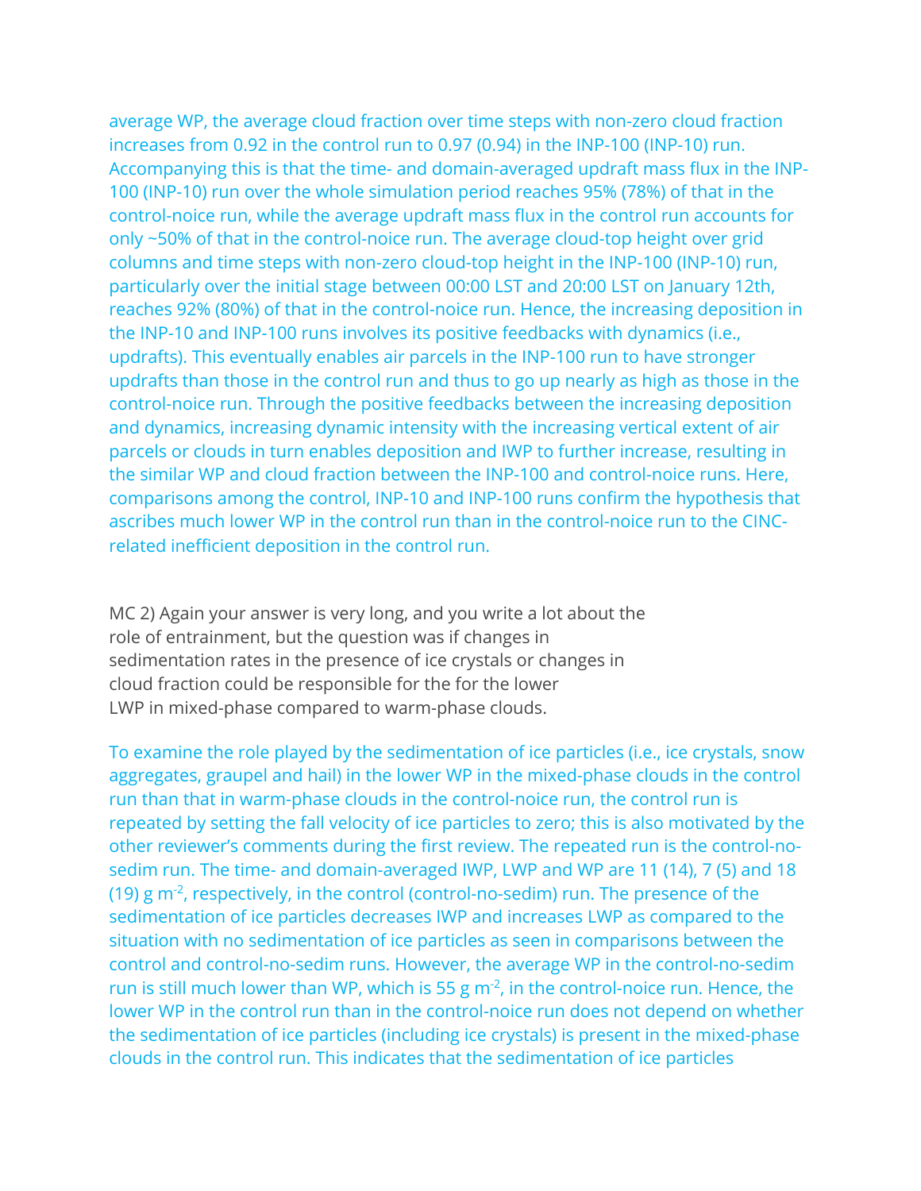average WP, the average cloud fraction over time steps with non-zero cloud fraction increases from 0.92 in the control run to 0.97 (0.94) in the INP-100 (INP-10) run. Accompanying this is that the time- and domain-averaged updraft mass flux in the INP-100 (INP-10) run over the whole simulation period reaches 95% (78%) of that in the control-noice run, while the average updraft mass flux in the control run accounts for only ~50% of that in the control-noice run. The average cloud-top height over grid columns and time steps with non-zero cloud-top height in the INP-100 (INP-10) run, particularly over the initial stage between 00:00 LST and 20:00 LST on January 12th, reaches 92% (80%) of that in the control-noice run. Hence, the increasing deposition in the INP-10 and INP-100 runs involves its positive feedbacks with dynamics (i.e., updrafts). This eventually enables air parcels in the INP-100 run to have stronger updrafts than those in the control run and thus to go up nearly as high as those in the control-noice run. Through the positive feedbacks between the increasing deposition and dynamics, increasing dynamic intensity with the increasing vertical extent of air parcels or clouds in turn enables deposition and IWP to further increase, resulting in the similar WP and cloud fraction between the INP-100 and control-noice runs. Here, comparisons among the control, INP-10 and INP-100 runs confirm the hypothesis that ascribes much lower WP in the control run than in the control-noice run to the CINC-related inefficient deposition in the control run.

MC 2) Again your answer is very long, and you write a lot about the role of entrainment, but the question was if changes in sedimentation rates in the presence of ice crystals or changes in cloud fraction could be responsible for the for the lower LWP in mixed-phase compared to warm-phase clouds.

To examine the role played by the sedimentation of ice particles (i.e., ice crystals, snow aggregates, graupel and hail) in the lower WP in the mixed-phase clouds in the control run than that in warm-phase clouds in the control-noice run, the control run is repeated by setting the fall velocity of ice particles to zero; this is also motivated by the other reviewer's comments during the first review. The repeated run is the control-no-sedim run. The time- and domain-averaged IWP, LWP and WP are 11 (14), 7 (5) and 18 (19) g $m^{-2}$, respectively, in the control (control-no-sedim) run. The presence of the sedimentation of ice particles decreases IWP and increases LWP as compared to the situation with no sedimentation of ice particles as seen in comparisons between the control and control-no-sedim runs. However, the average WP in the control-no-sedim run is still much lower than WP, which is 55 g $m^{-2}$, in the control-noice run. Hence, the lower WP in the control run than in the control-noice run does not depend on whether the sedimentation of ice particles (including ice crystals) is present in the mixed-phase clouds in the control run. This indicates that the sedimentation of ice particles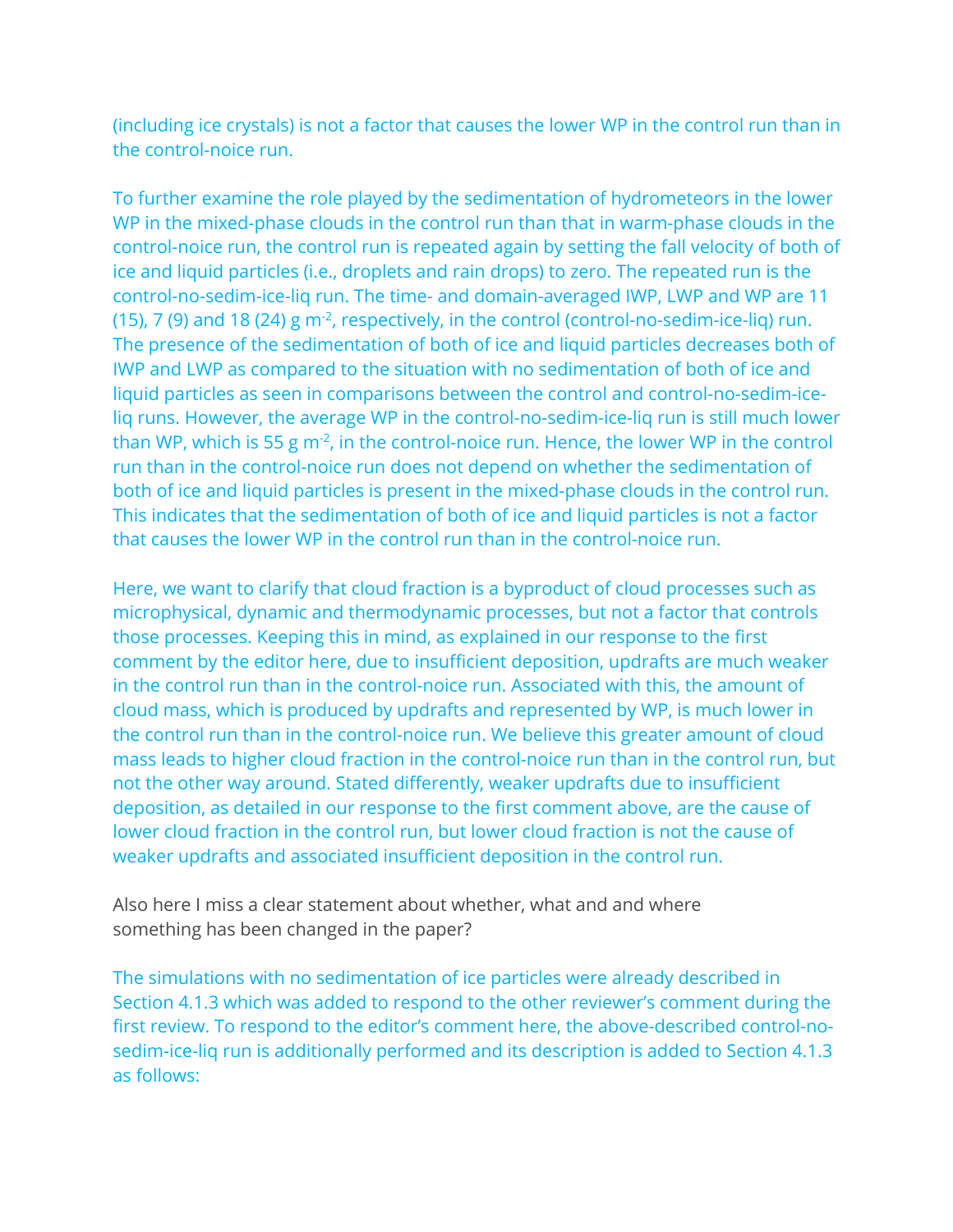(including ice crystals) is not a factor that causes the lower WP in the control run than in the control-noice run.

To further examine the role played by the sedimentation of hydrometeors in the lower WP in the mixed-phase clouds in the control run than that in warm-phase clouds in the control-noice run, the control run is repeated again by setting the fall velocity of both of ice and liquid particles (i.e., droplets and rain drops) to zero. The repeated run is the control-no-sedim-ice-liq run. The time- and domain-averaged IWP, LWP and WP are 11 (15), 7 (9) and 18 (24) g $m^{-2}$, respectively, in the control (control-no-sedim-ice-liq) run. The presence of the sedimentation of both of ice and liquid particles decreases both of IWP and LWP as compared to the situation with no sedimentation of both of ice and liquid particles as seen in comparisons between the control and control-no-sedim-ice-liq runs. However, the average WP in the control-no-sedim-ice-liq run is still much lower than WP, which is 55 g $m^{-2}$, in the control-noice run. Hence, the lower WP in the control run than in the control-noice run does not depend on whether the sedimentation of both of ice and liquid particles is present in the mixed-phase clouds in the control run. This indicates that the sedimentation of both of ice and liquid particles is not a factor that causes the lower WP in the control run than in the control-noice run.

Here, we want to clarify that cloud fraction is a byproduct of cloud processes such as microphysical, dynamic and thermodynamic processes, but not a factor that controls those processes. Keeping this in mind, as explained in our response to the first comment by the editor here, due to insufficient deposition, updrafts are much weaker in the control run than in the control-noice run. Associated with this, the amount of cloud mass, which is produced by updrafts and represented by WP, is much lower in the control run than in the control-noice run. We believe this greater amount of cloud mass leads to higher cloud fraction in the control-noice run than in the control run, but not the other way around. Stated differently, weaker updrafts due to insufficient deposition, as detailed in our response to the first comment above, are the cause of lower cloud fraction in the control run, but lower cloud fraction is not the cause of weaker updrafts and associated insufficient deposition in the control run.

Also here I miss a clear statement about whether, what and and where something has been changed in the paper?

The simulations with no sedimentation of ice particles were already described in Section 4.1.3 which was added to respond to the other reviewer's comment during the first review. To respond to the editor's comment here, the above-described control-no-sedim-ice-liq run is additionally performed and its description is added to Section 4.1.3 as follows: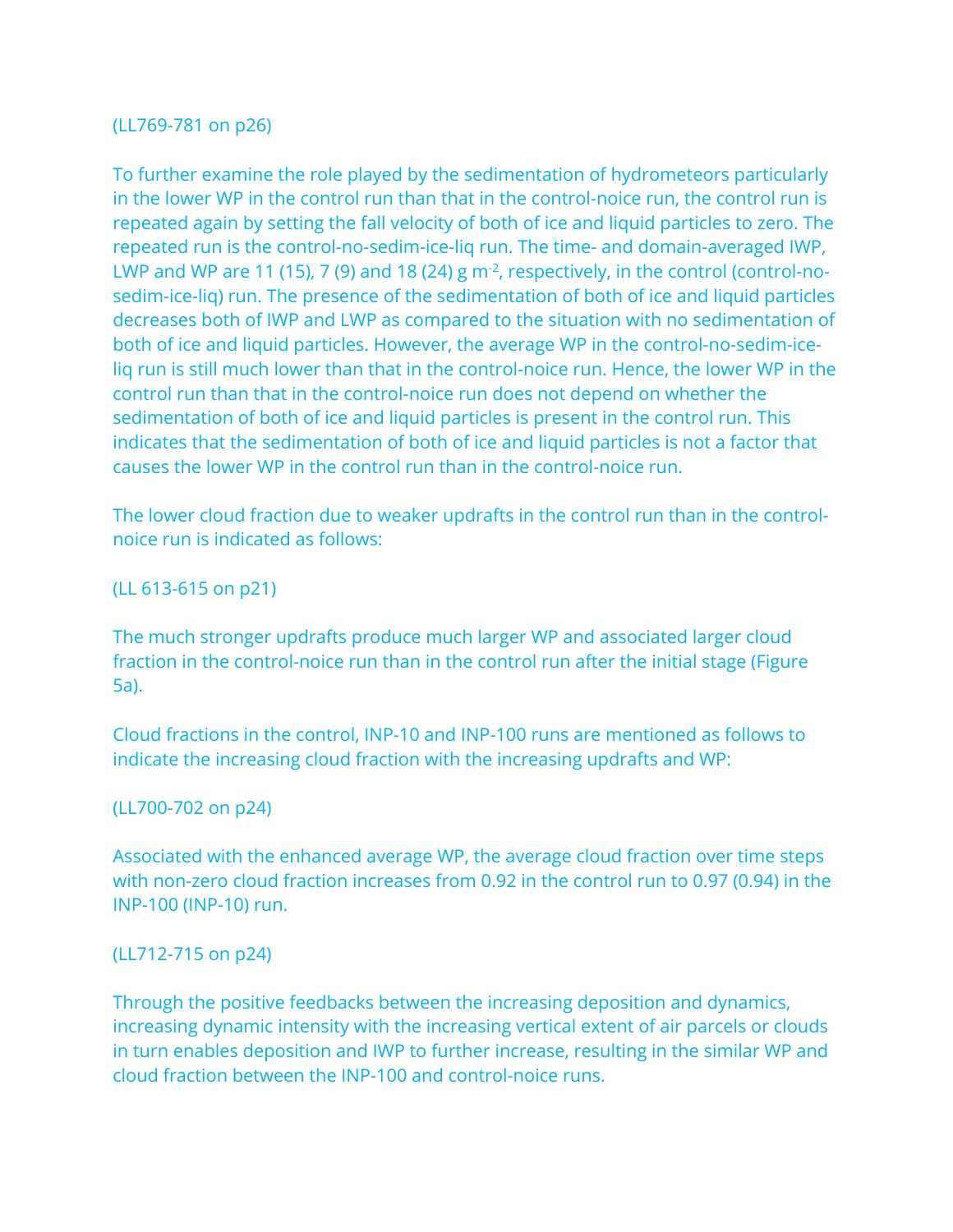(LL769-781 on p26)

To further examine the role played by the sedimentation of hydrometeors particularly in the lower WP in the control run than that in the control-noice run, the control run is repeated again by setting the fall velocity of both of ice and liquid particles to zero. The repeated run is the control-no-sedim-ice-liq run. The time- and domain-averaged IWP, LWP and WP are 11 (15), 7 (9) and 18 (24) g $m^{-2}$, respectively, in the control (control-no-sedim-ice-liq) run. The presence of the sedimentation of both of ice and liquid particles decreases both of IWP and LWP as compared to the situation with no sedimentation of both of ice and liquid particles. However, the average WP in the control-no-sedim-ice-liq run is still much lower than that in the control-noice run. Hence, the lower WP in the control run than that in the control-noice run does not depend on whether the sedimentation of both of ice and liquid particles is present in the control run. This indicates that the sedimentation of both of ice and liquid particles is not a factor that causes the lower WP in the control run than in the control-noice run.

The lower cloud fraction due to weaker updrafts in the control run than in the control-noice run is indicated as follows:

(LL 613-615 on p21)

The much stronger updrafts produce much larger WP and associated larger cloud fraction in the control-noice run than in the control run after the initial stage (Figure 5a).

Cloud fractions in the control, INP-10 and INP-100 runs are mentioned as follows to indicate the increasing cloud fraction with the increasing updrafts and WP:

(LL700-702 on p24)

Associated with the enhanced average WP, the average cloud fraction over time steps with non-zero cloud fraction increases from 0.92 in the control run to 0.97 (0.94) in the INP-100 (INP-10) run.

(LL712-715 on p24)

Through the positive feedbacks between the increasing deposition and dynamics, increasing dynamic intensity with the increasing vertical extent of air parcels or clouds in turn enables deposition and IWP to further increase, resulting in the similar WP and cloud fraction between the INP-100 and control-noice runs.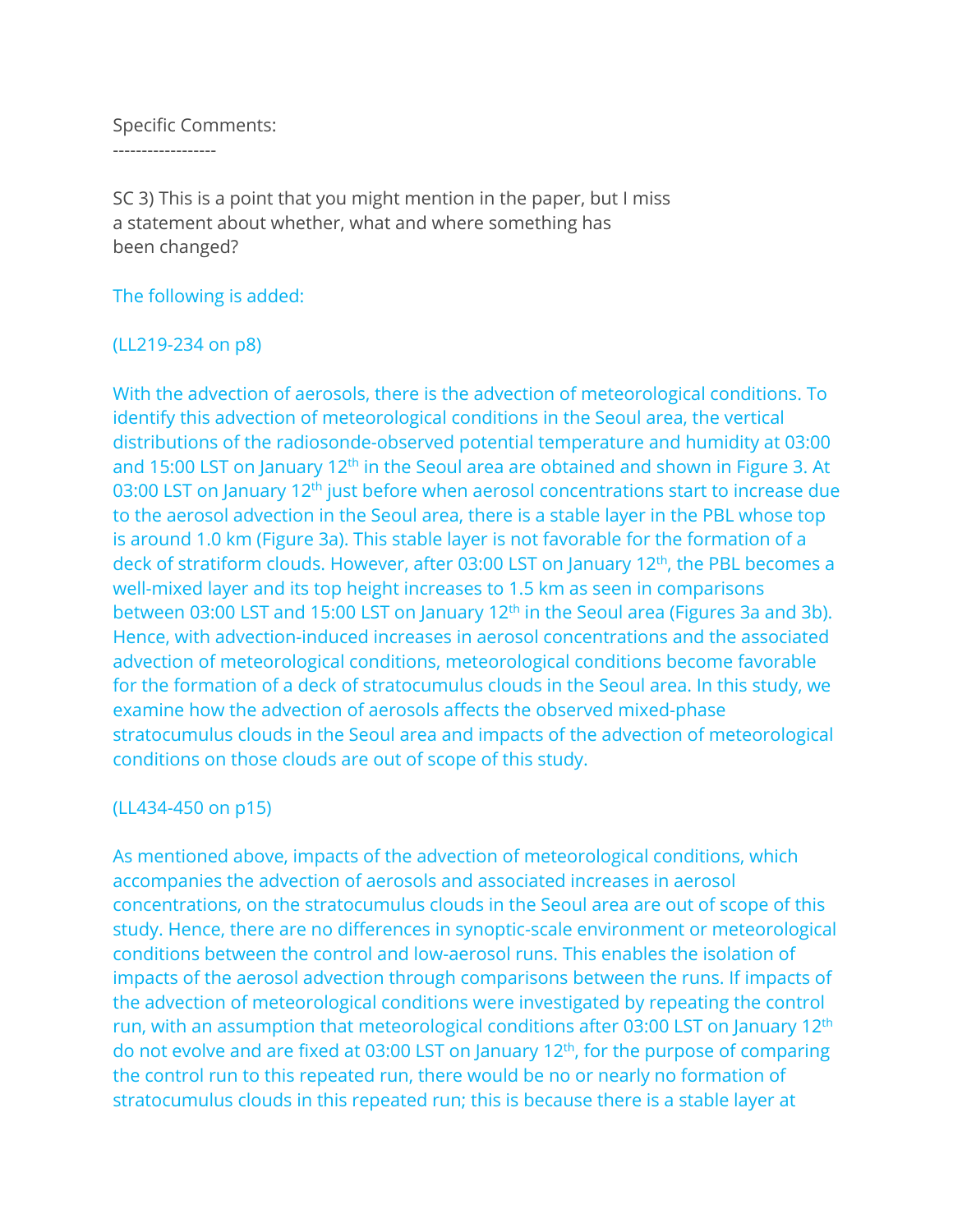Specific Comments:

------------------

SC 3) This is a point that you might mention in the paper, but I miss a statement about whether, what and where something has been changed?

The following is added:

(LL219-234 on p8)

With the advection of aerosols, there is the advection of meteorological conditions. To identify this advection of meteorological conditions in the Seoul area, the vertical distributions of the radiosonde-observed potential temperature and humidity at 03:00 and 15:00 LST on January 12$^{th}$ in the Seoul area are obtained and shown in Figure 3. At 03:00 LST on January 12$^{th}$ just before when aerosol concentrations start to increase due to the aerosol advection in the Seoul area, there is a stable layer in the PBL whose top is around 1.0 km (Figure 3a). This stable layer is not favorable for the formation of a deck of stratiform clouds. However, after 03:00 LST on January 12$^{th}$, the PBL becomes a well-mixed layer and its top height increases to 1.5 km as seen in comparisons between 03:00 LST and 15:00 LST on January 12$^{th}$ in the Seoul area (Figures 3a and 3b). Hence, with advection-induced increases in aerosol concentrations and the associated advection of meteorological conditions, meteorological conditions become favorable for the formation of a deck of stratocumulus clouds in the Seoul area. In this study, we examine how the advection of aerosols affects the observed mixed-phase stratocumulus clouds in the Seoul area and impacts of the advection of meteorological conditions on those clouds are out of scope of this study.

(LL434-450 on p15)

As mentioned above, impacts of the advection of meteorological conditions, which accompanies the advection of aerosols and associated increases in aerosol concentrations, on the stratocumulus clouds in the Seoul area are out of scope of this study. Hence, there are no differences in synoptic-scale environment or meteorological conditions between the control and low-aerosol runs. This enables the isolation of impacts of the aerosol advection through comparisons between the runs. If impacts of the advection of meteorological conditions were investigated by repeating the control run, with an assumption that meteorological conditions after 03:00 LST on January 12$^{th}$ do not evolve and are fixed at 03:00 LST on January 12$^{th}$, for the purpose of comparing the control run to this repeated run, there would be no or nearly no formation of stratocumulus clouds in this repeated run; this is because there is a stable layer at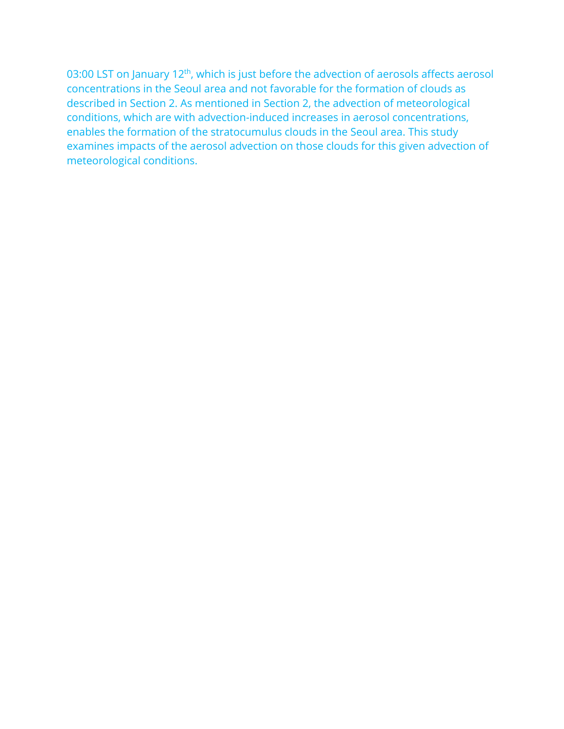03:00 LST on January 12th, which is just before the advection of aerosols affects aerosol concentrations in the Seoul area and not favorable for the formation of clouds as described in Section 2. As mentioned in Section 2, the advection of meteorological conditions, which are with advection-induced increases in aerosol concentrations, enables the formation of the stratocumulus clouds in the Seoul area. This study examines impacts of the aerosol advection on those clouds for this given advection of meteorological conditions.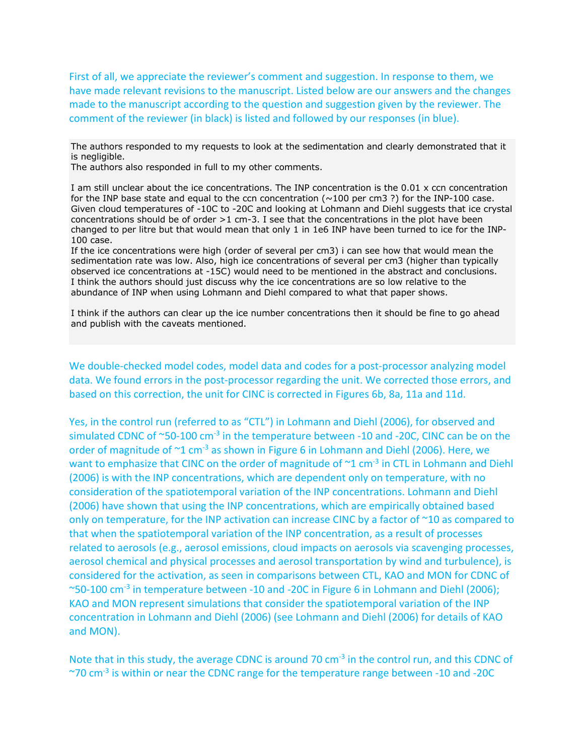First of all, we appreciate the reviewer's comment and suggestion. In response to them, we have made relevant revisions to the manuscript. Listed below are our answers and the changes made to the manuscript according to the question and suggestion given by the reviewer. The comment of the reviewer (in black) is listed and followed by our responses (in blue).

The authors responded to my requests to look at the sedimentation and clearly demonstrated that it is negligible.
The authors also responded in full to my other comments.

I am still unclear about the ice concentrations. The INP concentration is the 0.01 x ccn concentration for the INP base state and equal to the ccn concentration (~100 per cm3 ?) for the INP-100 case. Given cloud temperatures of -10C to -20C and looking at Lohmann and Diehl suggests that ice crystal concentrations should be of order >1 cm-3. I see that the concentrations in the plot have been changed to per litre but that would mean that only 1 in 1e6 INP have been turned to ice for the INP-100 case.
If the ice concentrations were high (order of several per cm3) i can see how that would mean the sedimentation rate was low. Also, high ice concentrations of several per cm3 (higher than typically observed ice concentrations at -15C) would need to be mentioned in the abstract and conclusions.
I think the authors should just discuss why the ice concentrations are so low relative to the abundance of INP when using Lohmann and Diehl compared to what that paper shows.

I think if the authors can clear up the ice number concentrations then it should be fine to go ahead and publish with the caveats mentioned.

We double-checked model codes, model data and codes for a post-processor analyzing model data. We found errors in the post-processor regarding the unit. We corrected those errors, and based on this correction, the unit for CINC is corrected in Figures 6b, 8a, 11a and 11d.

Yes, in the control run (referred to as "CTL") in Lohmann and Diehl (2006), for observed and simulated CDNC of ~50-100 cm$^{-3}$ in the temperature between -10 and -20C, CINC can be on the order of magnitude of ~1 cm$^{-3}$ as shown in Figure 6 in Lohmann and Diehl (2006). Here, we want to emphasize that CINC on the order of magnitude of ~1 cm$^{-3}$ in CTL in Lohmann and Diehl (2006) is with the INP concentrations, which are dependent only on temperature, with no consideration of the spatiotemporal variation of the INP concentrations. Lohmann and Diehl (2006) have shown that using the INP concentrations, which are empirically obtained based only on temperature, for the INP activation can increase CINC by a factor of ~10 as compared to that when the spatiotemporal variation of the INP concentration, as a result of processes related to aerosols (e.g., aerosol emissions, cloud impacts on aerosols via scavenging processes, aerosol chemical and physical processes and aerosol transportation by wind and turbulence), is considered for the activation, as seen in comparisons between CTL, KAO and MON for CDNC of ~50-100 cm$^{-3}$ in temperature between -10 and -20C in Figure 6 in Lohmann and Diehl (2006); KAO and MON represent simulations that consider the spatiotemporal variation of the INP concentration in Lohmann and Diehl (2006) (see Lohmann and Diehl (2006) for details of KAO and MON).

Note that in this study, the average CDNC is around 70 cm$^{-3}$ in the control run, and this CDNC of ~70 cm$^{-3}$ is within or near the CDNC range for the temperature range between -10 and -20C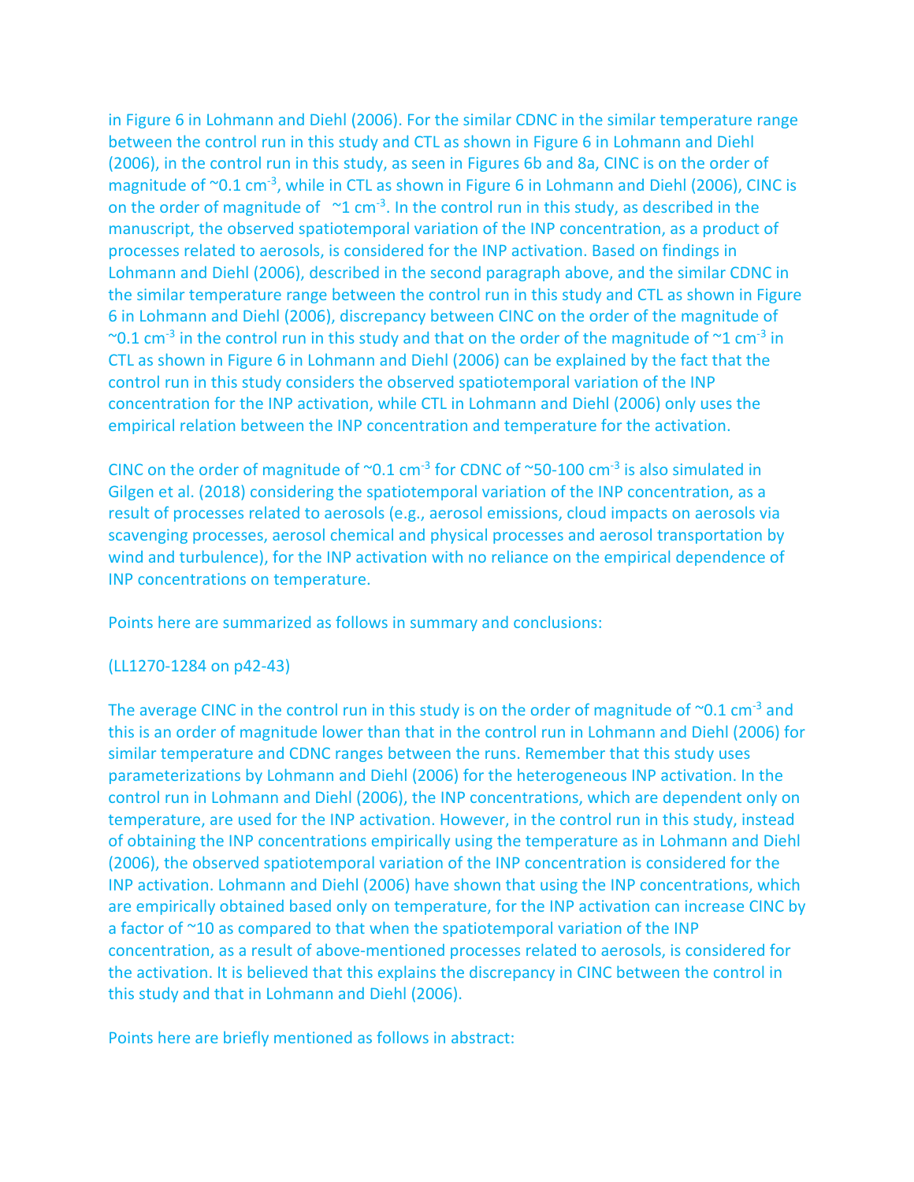in Figure 6 in Lohmann and Diehl (2006). For the similar CDNC in the similar temperature range between the control run in this study and CTL as shown in Figure 6 in Lohmann and Diehl (2006), in the control run in this study, as seen in Figures 6b and 8a, CINC is on the order of magnitude of ~0.1 $cm^{-3}$, while in CTL as shown in Figure 6 in Lohmann and Diehl (2006), CINC is on the order of magnitude of ~1 $cm^{-3}$. In the control run in this study, as described in the manuscript, the observed spatiotemporal variation of the INP concentration, as a product of processes related to aerosols, is considered for the INP activation. Based on findings in Lohmann and Diehl (2006), described in the second paragraph above, and the similar CDNC in the similar temperature range between the control run in this study and CTL as shown in Figure 6 in Lohmann and Diehl (2006), discrepancy between CINC on the order of the magnitude of ~0.1 $cm^{-3}$ in the control run in this study and that on the order of the magnitude of ~1 $cm^{-3}$ in CTL as shown in Figure 6 in Lohmann and Diehl (2006) can be explained by the fact that the control run in this study considers the observed spatiotemporal variation of the INP concentration for the INP activation, while CTL in Lohmann and Diehl (2006) only uses the empirical relation between the INP concentration and temperature for the activation.

CINC on the order of magnitude of ~0.1 $cm^{-3}$ for CDNC of ~50-100 $cm^{-3}$ is also simulated in Gilgen et al. (2018) considering the spatiotemporal variation of the INP concentration, as a result of processes related to aerosols (e.g., aerosol emissions, cloud impacts on aerosols via scavenging processes, aerosol chemical and physical processes and aerosol transportation by wind and turbulence), for the INP activation with no reliance on the empirical dependence of INP concentrations on temperature.

Points here are summarized as follows in summary and conclusions:

(LL1270-1284 on p42-43)

The average CINC in the control run in this study is on the order of magnitude of ~0.1 $cm^{-3}$ and this is an order of magnitude lower than that in the control run in Lohmann and Diehl (2006) for similar temperature and CDNC ranges between the runs. Remember that this study uses parameterizations by Lohmann and Diehl (2006) for the heterogeneous INP activation. In the control run in Lohmann and Diehl (2006), the INP concentrations, which are dependent only on temperature, are used for the INP activation. However, in the control run in this study, instead of obtaining the INP concentrations empirically using the temperature as in Lohmann and Diehl (2006), the observed spatiotemporal variation of the INP concentration is considered for the INP activation. Lohmann and Diehl (2006) have shown that using the INP concentrations, which are empirically obtained based only on temperature, for the INP activation can increase CINC by a factor of ~10 as compared to that when the spatiotemporal variation of the INP concentration, as a result of above-mentioned processes related to aerosols, is considered for the activation. It is believed that this explains the discrepancy in CINC between the control in this study and that in Lohmann and Diehl (2006).

Points here are briefly mentioned as follows in abstract: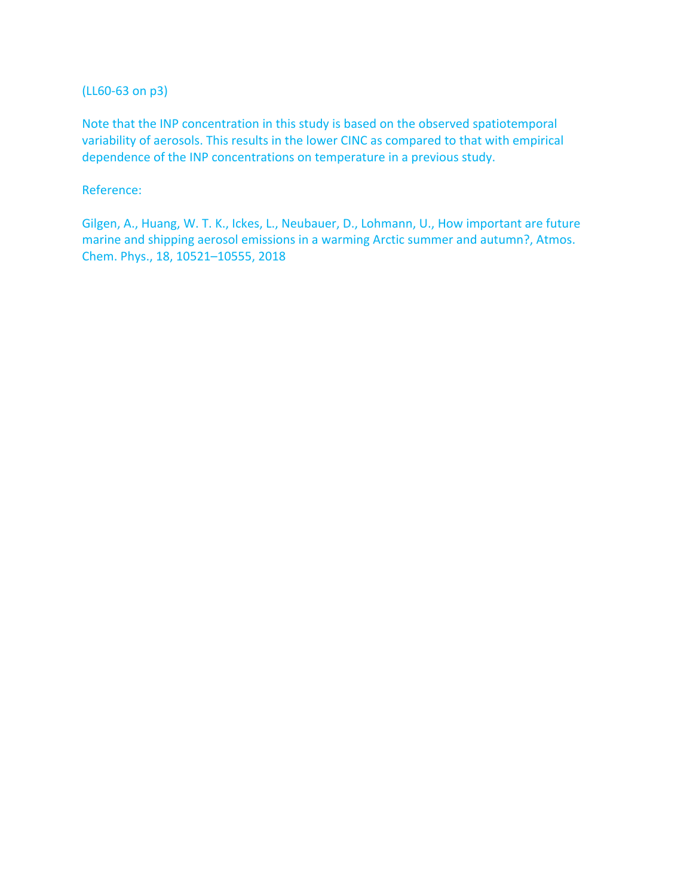(LL60-63 on p3)

Note that the INP concentration in this study is based on the observed spatiotemporal variability of aerosols. This results in the lower CINC as compared to that with empirical dependence of the INP concentrations on temperature in a previous study.

Reference:

Gilgen, A., Huang, W. T. K., Ickes, L., Neubauer, D., Lohmann, U., How important are future marine and shipping aerosol emissions in a warming Arctic summer and autumn?, Atmos. Chem. Phys., 18, 10521–10555, 2018